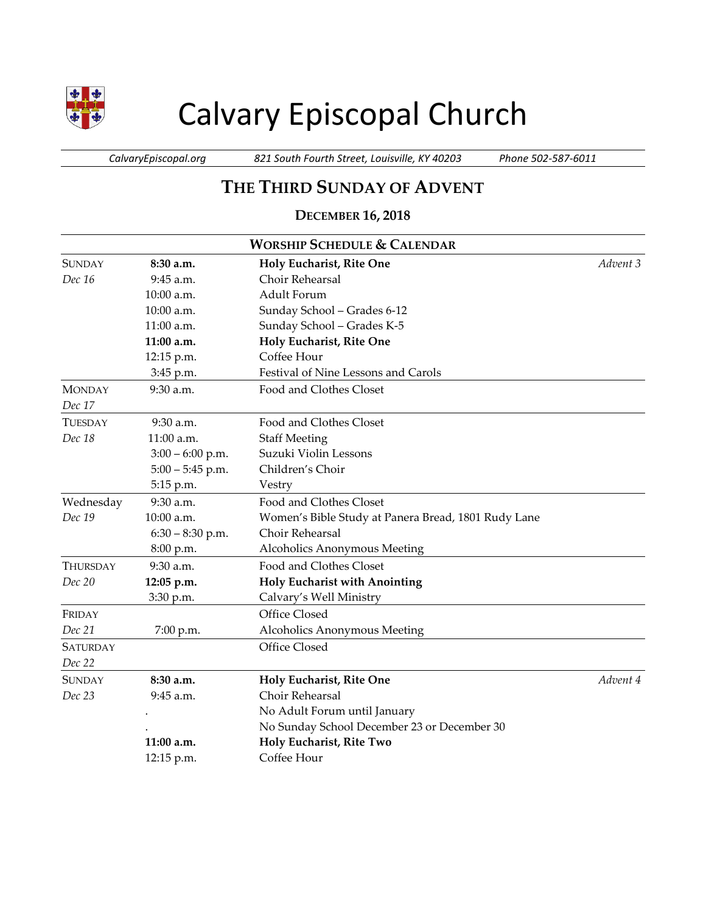# Calvary Episcopal Church

*CalvaryEpiscopal.org* | *821 South Fourth Street, Louisville, KY 40203* | *Phone 502-587-6011*

## THE THIRD SUNDAY OF ADVENT

### DECEMBER 16, 2018

| WORSHIP SCHEDULE & CALENDAR | | | |
|---|---|---|---|
| SUNDAY | **8:30 a.m.** | **Holy Eucharist, Rite One** | *Advent 3* |
| *Dec 16* | 9:45 a.m. | Choir Rehearsal | |
| | 10:00 a.m. | Adult Forum | |
| | 10:00 a.m. | Sunday School – Grades 6-12 | |
| | 11:00 a.m. | Sunday School – Grades K-5 | |
| | **11:00 a.m.** | **Holy Eucharist, Rite One** | |
| | 12:15 p.m. | Coffee Hour | |
| | 3:45 p.m. | Festival of Nine Lessons and Carols | |
| MONDAY | 9:30 a.m. | Food and Clothes Closet | |
| *Dec 17* | | | |
| TUESDAY | 9:30 a.m. | Food and Clothes Closet | |
| *Dec 18* | 11:00 a.m. | Staff Meeting | |
| | 3:00 – 6:00 p.m. | Suzuki Violin Lessons | |
| | 5:00 – 5:45 p.m. | Children's Choir | |
| | 5:15 p.m. | Vestry | |
| Wednesday | 9:30 a.m. | Food and Clothes Closet | |
| *Dec 19* | 10:00 a.m. | Women's Bible Study at Panera Bread, 1801 Rudy Lane | |
| | 6:30 – 8:30 p.m. | Choir Rehearsal | |
| | 8:00 p.m. | Alcoholics Anonymous Meeting | |
| THURSDAY | 9:30 a.m. | Food and Clothes Closet | |
| *Dec 20* | **12:05 p.m.** | **Holy Eucharist with Anointing** | |
| | 3:30 p.m. | Calvary's Well Ministry | |
| FRIDAY | | Office Closed | |
| *Dec 21* | 7:00 p.m. | Alcoholics Anonymous Meeting | |
| SATURDAY | | Office Closed | |
| *Dec 22* | | | |
| SUNDAY | **8:30 a.m.** | **Holy Eucharist, Rite One** | *Advent 4* |
| *Dec 23* | 9:45 a.m. | Choir Rehearsal | |
| | . | No Adult Forum until January | |
| | . | No Sunday School December 23 or December 30 | |
| | **11:00 a.m.** | **Holy Eucharist, Rite Two** | |
| | 12:15 p.m. | Coffee Hour | |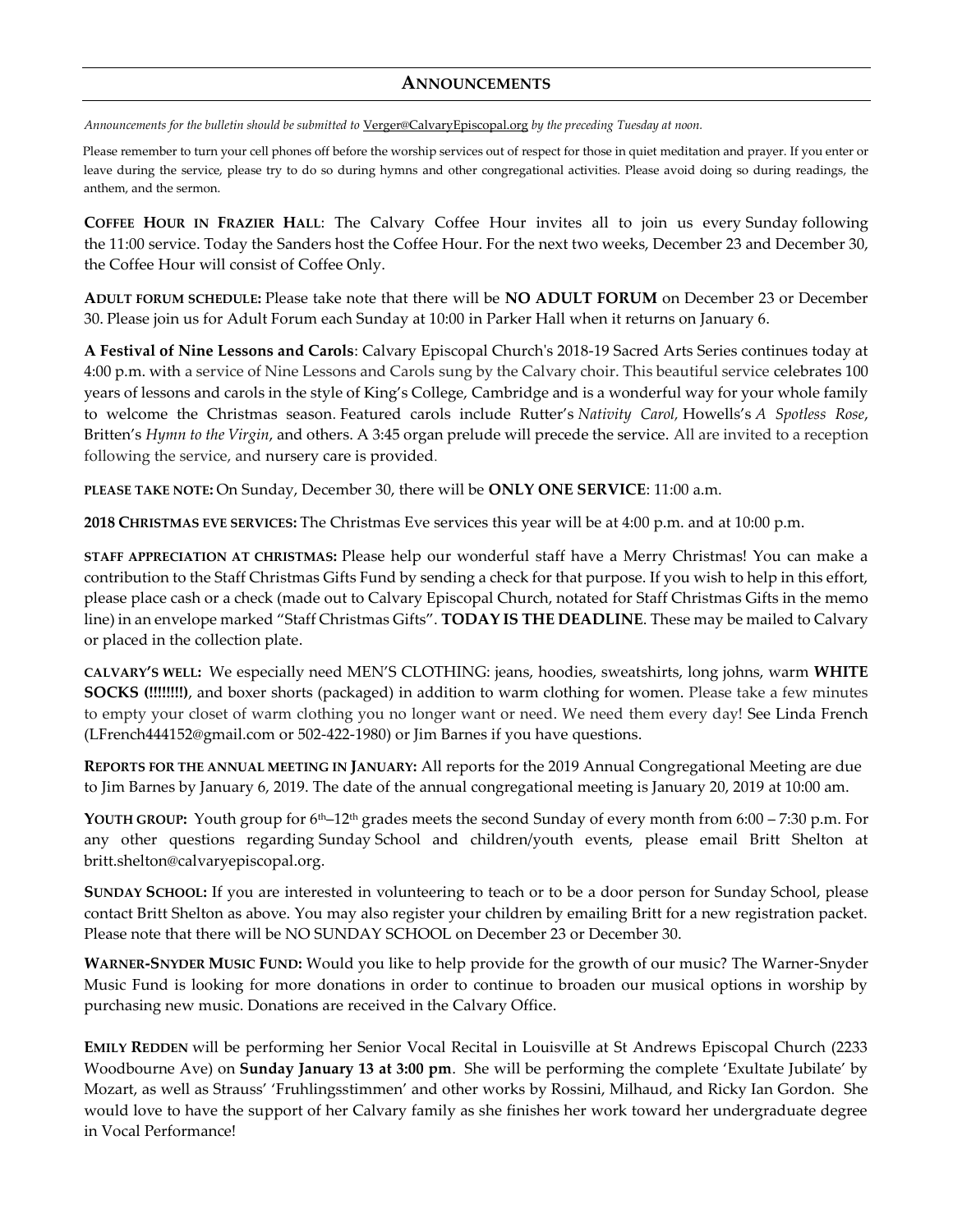## Announcements

*Announcements for the bulletin should be submitted to* Verger@CalvaryEpiscopal.org *by the preceding Tuesday at noon.*

Please remember to turn your cell phones off before the worship services out of respect for those in quiet meditation and prayer. If you enter or leave during the service, please try to do so during hymns and other congregational activities. Please avoid doing so during readings, the anthem, and the sermon.

**Coffee Hour in Frazier Hall**: The Calvary Coffee Hour invites all to join us every Sunday following the 11:00 service. Today the Sanders host the Coffee Hour. For the next two weeks, December 23 and December 30, the Coffee Hour will consist of Coffee Only.

**Adult forum schedule:** Please take note that there will be **NO ADULT FORUM** on December 23 or December 30. Please join us for Adult Forum each Sunday at 10:00 in Parker Hall when it returns on January 6.

**A Festival of Nine Lessons and Carols**: Calvary Episcopal Church's 2018-19 Sacred Arts Series continues today at 4:00 p.m. with a service of Nine Lessons and Carols sung by the Calvary choir. This beautiful service celebrates 100 years of lessons and carols in the style of King's College, Cambridge and is a wonderful way for your whole family to welcome the Christmas season. Featured carols include Rutter's *Nativity Carol,* Howells's *A Spotless Rose*, Britten's *Hymn to the Virgin*, and others. A 3:45 organ prelude will precede the service. All are invited to a reception following the service, and nursery care is provided.

**Please take note:** On Sunday, December 30, there will be **ONLY ONE SERVICE**: 11:00 a.m.

**2018 Christmas Eve services:** The Christmas Eve services this year will be at 4:00 p.m. and at 10:00 p.m.

**Staff appreciation at Christmas:** Please help our wonderful staff have a Merry Christmas! You can make a contribution to the Staff Christmas Gifts Fund by sending a check for that purpose. If you wish to help in this effort, please place cash or a check (made out to Calvary Episcopal Church, notated for Staff Christmas Gifts in the memo line) in an envelope marked "Staff Christmas Gifts". **TODAY IS THE DEADLINE**. These may be mailed to Calvary or placed in the collection plate.

**Calvary's well:** We especially need MEN'S CLOTHING: jeans, hoodies, sweatshirts, long johns, warm **WHITE SOCKS (!!!!!!!!)**, and boxer shorts (packaged) in addition to warm clothing for women. Please take a few minutes to empty your closet of warm clothing you no longer want or need. We need them every day! See Linda French (LFrench444152@gmail.com or 502-422-1980) or Jim Barnes if you have questions.

**Reports for the annual meeting in January:** All reports for the 2019 Annual Congregational Meeting are due to Jim Barnes by January 6, 2019. The date of the annual congregational meeting is January 20, 2019 at 10:00 am.

**Youth group:** Youth group for 6th–12th grades meets the second Sunday of every month from 6:00 – 7:30 p.m. For any other questions regarding Sunday School and children/youth events, please email Britt Shelton at britt.shelton@calvaryepiscopal.org.

**Sunday School:** If you are interested in volunteering to teach or to be a door person for Sunday School, please contact Britt Shelton as above. You may also register your children by emailing Britt for a new registration packet. Please note that there will be NO SUNDAY SCHOOL on December 23 or December 30.

**Warner-Snyder Music Fund:** Would you like to help provide for the growth of our music? The Warner-Snyder Music Fund is looking for more donations in order to continue to broaden our musical options in worship by purchasing new music. Donations are received in the Calvary Office.

**Emily Redden** will be performing her Senior Vocal Recital in Louisville at St Andrews Episcopal Church (2233 Woodbourne Ave) on **Sunday January 13 at 3:00 pm**. She will be performing the complete 'Exultate Jubilate' by Mozart, as well as Strauss' 'Fruhlingsstimmen' and other works by Rossini, Milhaud, and Ricky Ian Gordon. She would love to have the support of her Calvary family as she finishes her work toward her undergraduate degree in Vocal Performance!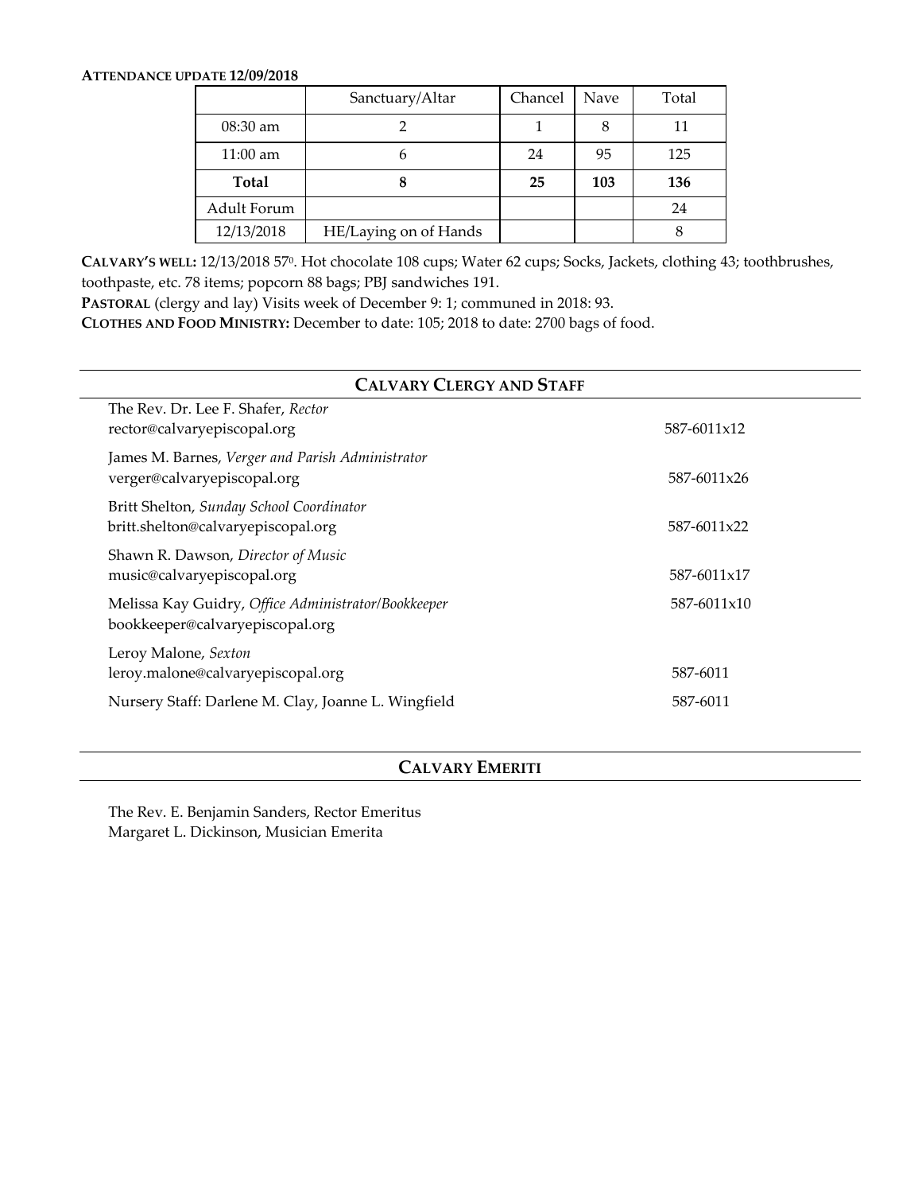**ATTENDANCE UPDATE 12/09/2018**

| | Sanctuary/Altar | Chancel | Nave | Total |
|---|---|---|---|---|
| 08:30 am | 2 | 1 | 8 | 11 |
| 11:00 am | 6 | 24 | 95 | 125 |
| **Total** | **8** | **25** | **103** | **136** |
| Adult Forum | | | | 24 |
| 12/13/2018 | HE/Laying on of Hands | | | 8 |

**CALVARY'S WELL:** 12/13/2018 57$^0$. Hot chocolate 108 cups; Water 62 cups; Socks, Jackets, clothing 43; toothbrushes, toothpaste, etc. 78 items; popcorn 88 bags; PBJ sandwiches 191.

**PASTORAL** (clergy and lay) Visits week of December 9: 1; communed in 2018: 93.

**CLOTHES AND FOOD MINISTRY:** December to date: 105; 2018 to date: 2700 bags of food.

## CALVARY CLERGY AND STAFF

The Rev. Dr. Lee F. Shafer, *Rector*
rector@calvaryepiscopal.org — 587-6011x12

James M. Barnes, *Verger and Parish Administrator*
verger@calvaryepiscopal.org — 587-6011x26

Britt Shelton, *Sunday School Coordinator*
britt.shelton@calvaryepiscopal.org — 587-6011x22

Shawn R. Dawson, *Director of Music*
music@calvaryepiscopal.org — 587-6011x17

Melissa Kay Guidry, *Office Administrator/Bookkeeper* — 587-6011x10
bookkeeper@calvaryepiscopal.org

Leroy Malone, *Sexton*
leroy.malone@calvaryepiscopal.org — 587-6011

Nursery Staff: Darlene M. Clay, Joanne L. Wingfield — 587-6011

## CALVARY EMERITI

The Rev. E. Benjamin Sanders, Rector Emeritus
Margaret L. Dickinson, Musician Emerita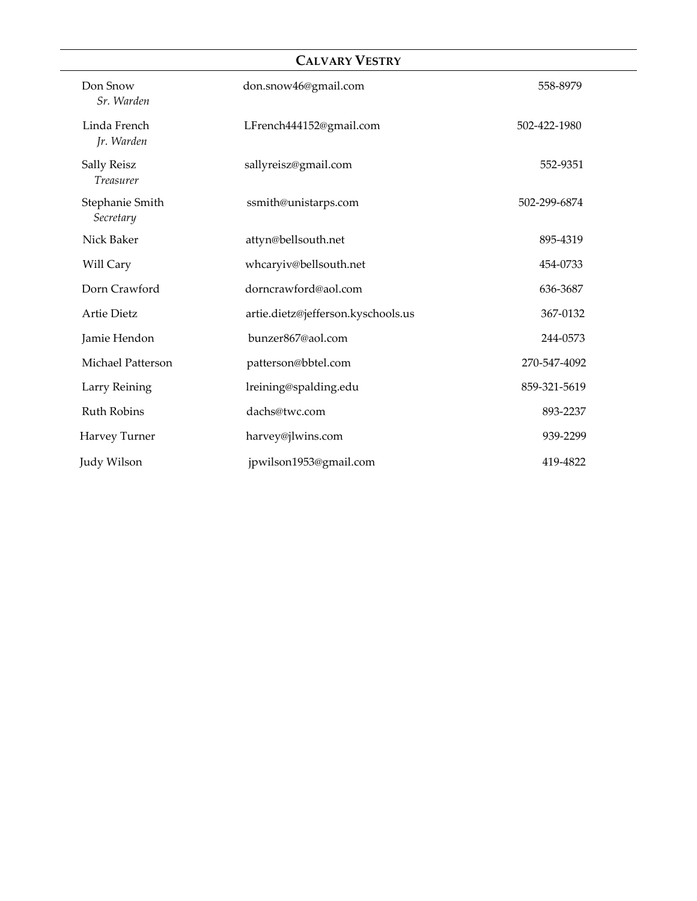## CALVARY VESTRY

| | | |
|---|---|---|
| Don Snow<br>*Sr. Warden* | don.snow46@gmail.com | 558-8979 |
| Linda French<br>*Jr. Warden* | LFrench444152@gmail.com | 502-422-1980 |
| Sally Reisz<br>*Treasurer* | sallyreisz@gmail.com | 552-9351 |
| Stephanie Smith<br>*Secretary* | ssmith@unistarps.com | 502-299-6874 |
| Nick Baker | attyn@bellsouth.net | 895-4319 |
| Will Cary | whcaryiv@bellsouth.net | 454-0733 |
| Dorn Crawford | dorncrawford@aol.com | 636-3687 |
| Artie Dietz | artie.dietz@jefferson.kyschools.us | 367-0132 |
| Jamie Hendon | bunzer867@aol.com | 244-0573 |
| Michael Patterson | patterson@bbtel.com | 270-547-4092 |
| Larry Reining | lreining@spalding.edu | 859-321-5619 |
| Ruth Robins | dachs@twc.com | 893-2237 |
| Harvey Turner | harvey@jlwins.com | 939-2299 |
| Judy Wilson | jpwilson1953@gmail.com | 419-4822 |